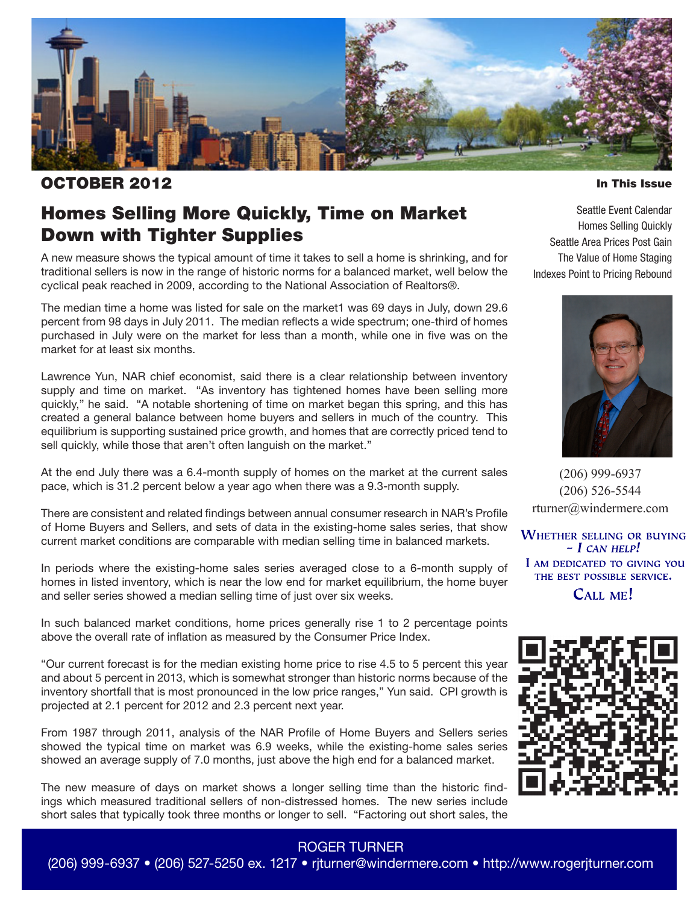**OCTOBER 2012**

# Homes Selling More Quickly, Time on Market Down with Tighter Supplies

A new measure shows the typical amount of time it takes to sell a home is shrinking, and for traditional sellers is now in the range of historic norms for a balanced market, well below the cyclical peak reached in 2009, according to the National Association of Realtors®.

The median time a home was listed for sale on the market1 was 69 days in July, down 29.6 percent from 98 days in July 2011. The median reflects a wide spectrum; one-third of homes purchased in July were on the market for less than a month, while one in five was on the market for at least six months.

Lawrence Yun, NAR chief economist, said there is a clear relationship between inventory supply and time on market. "As inventory has tightened homes have been selling more quickly," he said. "A notable shortening of time on market began this spring, and this has created a general balance between home buyers and sellers in much of the country. This equilibrium is supporting sustained price growth, and homes that are correctly priced tend to sell quickly, while those that aren't often languish on the market."

At the end July there was a 6.4-month supply of homes on the market at the current sales pace, which is 31.2 percent below a year ago when there was a 9.3-month supply.

There are consistent and related findings between annual consumer research in NAR's Profile of Home Buyers and Sellers, and sets of data in the existing-home sales series, that show current market conditions are comparable with median selling time in balanced markets.

In periods where the existing-home sales series averaged close to a 6-month supply of homes in listed inventory, which is near the low end for market equilibrium, the home buyer and seller series showed a median selling time of just over six weeks.

In such balanced market conditions, home prices generally rise 1 to 2 percentage points above the overall rate of inflation as measured by the Consumer Price Index.

"Our current forecast is for the median existing home price to rise 4.5 to 5 percent this year and about 5 percent in 2013, which is somewhat stronger than historic norms because of the inventory shortfall that is most pronounced in the low price ranges," Yun said. CPI growth is projected at 2.1 percent for 2012 and 2.3 percent next year.

From 1987 through 2011, analysis of the NAR Profile of Home Buyers and Sellers series showed the typical time on market was 6.9 weeks, while the existing-home sales series showed an average supply of 7.0 months, just above the high end for a balanced market.

The new measure of days on market shows a longer selling time than the historic findings which measured traditional sellers of non-distressed homes. The new series include short sales that typically took three months or longer to sell. "Factoring out short sales, the

**In This Issue**

Seattle Event Calendar
Homes Selling Quickly
Seattle Area Prices Post Gain
The Value of Home Staging
Indexes Point to Pricing Rebound

(206) 999-6937
(206) 526-5544
rturner@windermere.com

**WHETHER SELLING OR BUYING – *I CAN HELP!***
**I AM DEDICATED TO GIVING YOU THE BEST POSSIBLE SERVICE.**
**CALL ME!**

ROGER TURNER
(206) 999-6937 • (206) 527-5250 ex. 1217 • rjturner@windermere.com • http://www.rogerjturner.com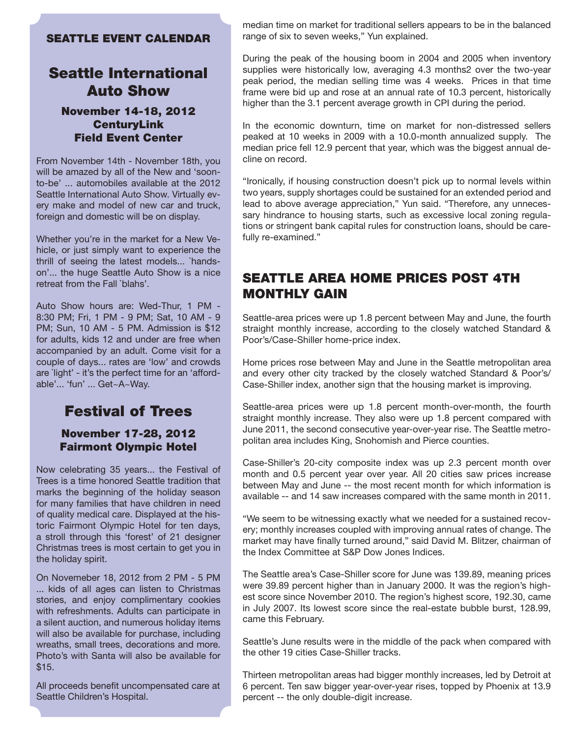## SEATTLE EVENT CALENDAR

## Seattle International Auto Show

### November 14-18, 2012 CenturyLink Field Event Center

From November 14th - November 18th, you will be amazed by all of the New and 'soon-to-be' ... automobiles available at the 2012 Seattle International Auto Show. Virtually every make and model of new car and truck, foreign and domestic will be on display.

Whether you're in the market for a New Vehicle, or just simply want to experience the thrill of seeing the latest models... `hands-on'... the huge Seattle Auto Show is a nice retreat from the Fall `blahs'.

Auto Show hours are: Wed-Thur, 1 PM - 8:30 PM; Fri, 1 PM - 9 PM; Sat, 10 AM - 9 PM; Sun, 10 AM - 5 PM. Admission is $12 for adults, kids 12 and under are free when accompanied by an adult. Come visit for a couple of days... rates are 'low' and crowds are `light' - it's the perfect time for an 'affordable'... 'fun' ... Get~A~Way.

## Festival of Trees

### November 17-28, 2012 Fairmont Olympic Hotel

Now celebrating 35 years... the Festival of Trees is a time honored Seattle tradition that marks the beginning of the holiday season for many families that have children in need of quality medical care. Displayed at the historic Fairmont Olympic Hotel for ten days, a stroll through this 'forest' of 21 designer Christmas trees is most certain to get you in the holiday spirit.

On Novemeber 18, 2012 from 2 PM - 5 PM ... kids of all ages can listen to Christmas stories, and enjoy complimentary cookies with refreshments. Adults can participate in a silent auction, and numerous holiday items will also be available for purchase, including wreaths, small trees, decorations and more. Photo's with Santa will also be available for $15.

All proceeds benefit uncompensated care at Seattle Children's Hospital.

median time on market for traditional sellers appears to be in the balanced range of six to seven weeks," Yun explained.

During the peak of the housing boom in 2004 and 2005 when inventory supplies were historically low, averaging 4.3 months2 over the two-year peak period, the median selling time was 4 weeks. Prices in that time frame were bid up and rose at an annual rate of 10.3 percent, historically higher than the 3.1 percent average growth in CPI during the period.

In the economic downturn, time on market for non-distressed sellers peaked at 10 weeks in 2009 with a 10.0-month annualized supply. The median price fell 12.9 percent that year, which was the biggest annual decline on record.

"Ironically, if housing construction doesn't pick up to normal levels within two years, supply shortages could be sustained for an extended period and lead to above average appreciation," Yun said. "Therefore, any unnecessary hindrance to housing starts, such as excessive local zoning regulations or stringent bank capital rules for construction loans, should be carefully re-examined."

## SEATTLE AREA HOME PRICES POST 4TH MONTHLY GAIN

Seattle-area prices were up 1.8 percent between May and June, the fourth straight monthly increase, according to the closely watched Standard & Poor's/Case-Shiller home-price index.

Home prices rose between May and June in the Seattle metropolitan area and every other city tracked by the closely watched Standard & Poor's/ Case-Shiller index, another sign that the housing market is improving.

Seattle-area prices were up 1.8 percent month-over-month, the fourth straight monthly increase. They also were up 1.8 percent compared with June 2011, the second consecutive year-over-year rise. The Seattle metropolitan area includes King, Snohomish and Pierce counties.

Case-Shiller's 20-city composite index was up 2.3 percent month over month and 0.5 percent year over year. All 20 cities saw prices increase between May and June -- the most recent month for which information is available -- and 14 saw increases compared with the same month in 2011.

"We seem to be witnessing exactly what we needed for a sustained recovery; monthly increases coupled with improving annual rates of change. The market may have finally turned around," said David M. Blitzer, chairman of the Index Committee at S&P Dow Jones Indices.

The Seattle area's Case-Shiller score for June was 139.89, meaning prices were 39.89 percent higher than in January 2000. It was the region's highest score since November 2010. The region's highest score, 192.30, came in July 2007. Its lowest score since the real-estate bubble burst, 128.99, came this February.

Seattle's June results were in the middle of the pack when compared with the other 19 cities Case-Shiller tracks.

Thirteen metropolitan areas had bigger monthly increases, led by Detroit at 6 percent. Ten saw bigger year-over-year rises, topped by Phoenix at 13.9 percent -- the only double-digit increase.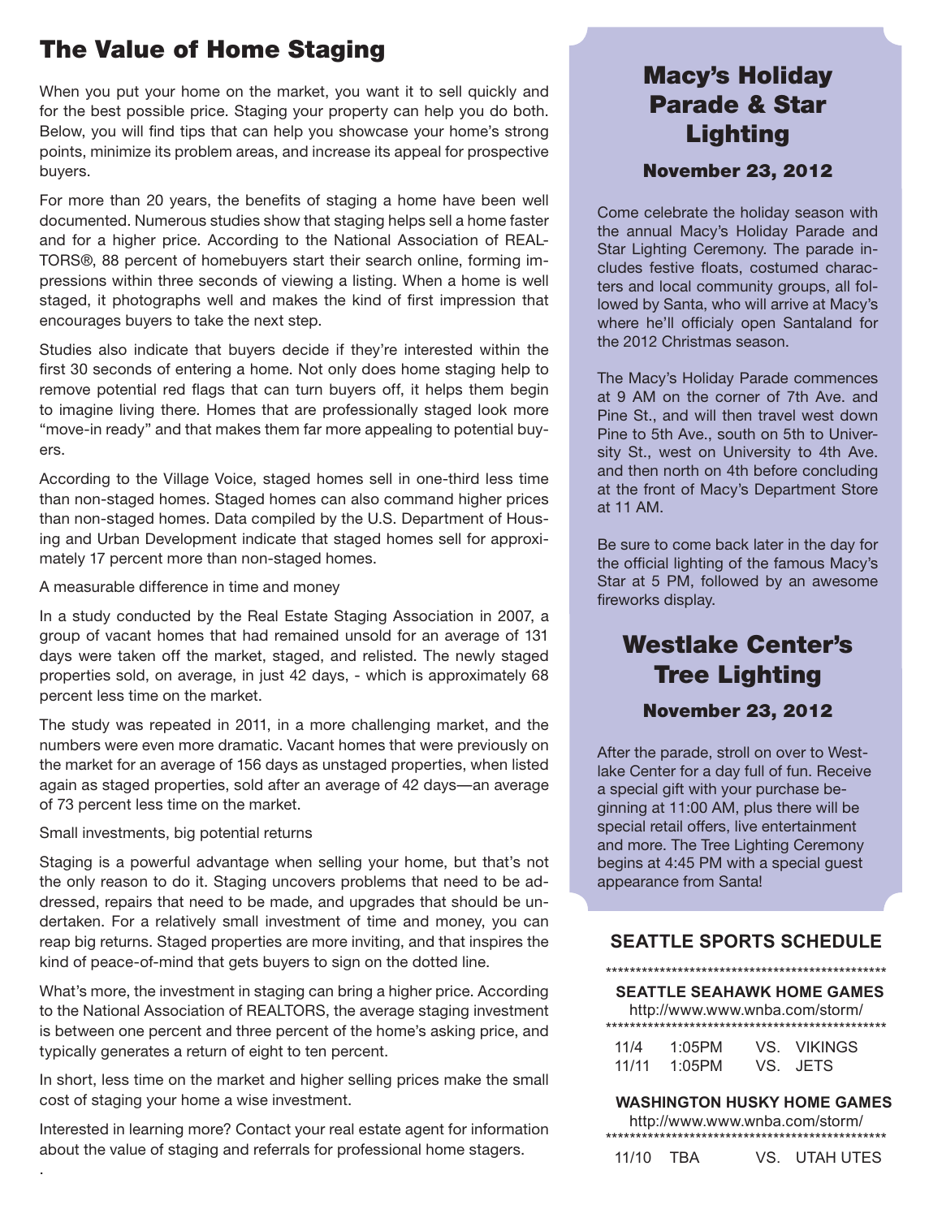# The Value of Home Staging

When you put your home on the market, you want it to sell quickly and for the best possible price. Staging your property can help you do both. Below, you will find tips that can help you showcase your home's strong points, minimize its problem areas, and increase its appeal for prospective buyers.

For more than 20 years, the benefits of staging a home have been well documented. Numerous studies show that staging helps sell a home faster and for a higher price. According to the National Association of REALTORS®, 88 percent of homebuyers start their search online, forming impressions within three seconds of viewing a listing. When a home is well staged, it photographs well and makes the kind of first impression that encourages buyers to take the next step.

Studies also indicate that buyers decide if they're interested within the first 30 seconds of entering a home. Not only does home staging help to remove potential red flags that can turn buyers off, it helps them begin to imagine living there. Homes that are professionally staged look more "move-in ready" and that makes them far more appealing to potential buyers.

According to the Village Voice, staged homes sell in one-third less time than non-staged homes. Staged homes can also command higher prices than non-staged homes. Data compiled by the U.S. Department of Housing and Urban Development indicate that staged homes sell for approximately 17 percent more than non-staged homes.

A measurable difference in time and money

In a study conducted by the Real Estate Staging Association in 2007, a group of vacant homes that had remained unsold for an average of 131 days were taken off the market, staged, and relisted. The newly staged properties sold, on average, in just 42 days, - which is approximately 68 percent less time on the market.

The study was repeated in 2011, in a more challenging market, and the numbers were even more dramatic. Vacant homes that were previously on the market for an average of 156 days as unstaged properties, when listed again as staged properties, sold after an average of 42 days—an average of 73 percent less time on the market.

Small investments, big potential returns

Staging is a powerful advantage when selling your home, but that's not the only reason to do it. Staging uncovers problems that need to be addressed, repairs that need to be made, and upgrades that should be undertaken. For a relatively small investment of time and money, you can reap big returns. Staged properties are more inviting, and that inspires the kind of peace-of-mind that gets buyers to sign on the dotted line.

What's more, the investment in staging can bring a higher price. According to the National Association of REALTORS, the average staging investment is between one percent and three percent of the home's asking price, and typically generates a return of eight to ten percent.

In short, less time on the market and higher selling prices make the small cost of staging your home a wise investment.

Interested in learning more? Contact your real estate agent for information about the value of staging and referrals for professional home stagers.

.

## Macy's Holiday Parade & Star Lighting

### November 23, 2012

Come celebrate the holiday season with the annual Macy's Holiday Parade and Star Lighting Ceremony. The parade includes festive floats, costumed characters and local community groups, all followed by Santa, who will arrive at Macy's where he'll officialy open Santaland for the 2012 Christmas season.

The Macy's Holiday Parade commences at 9 AM on the corner of 7th Ave. and Pine St., and will then travel west down Pine to 5th Ave., south on 5th to University St., west on University to 4th Ave. and then north on 4th before concluding at the front of Macy's Department Store at 11 AM.

Be sure to come back later in the day for the official lighting of the famous Macy's Star at 5 PM, followed by an awesome fireworks display.

## Westlake Center's Tree Lighting

### November 23, 2012

After the parade, stroll on over to Westlake Center for a day full of fun. Receive a special gift with your purchase beginning at 11:00 AM, plus there will be special retail offers, live entertainment and more. The Tree Lighting Ceremony begins at 4:45 PM with a special guest appearance from Santa!

## SEATTLE SPORTS SCHEDULE

**SEATTLE SEAHAWK HOME GAMES**

http://www.www.wnba.com/storm/

| | | |
|---|---|---|
| 11/4 | 1:05PM | VS. VIKINGS |
| 11/11 | 1:05PM | VS. JETS |

**WASHINGTON HUSKY HOME GAMES**

http://www.www.wnba.com/storm/

| | | |
|---|---|---|
| 11/10 | TBA | VS. UTAH UTES |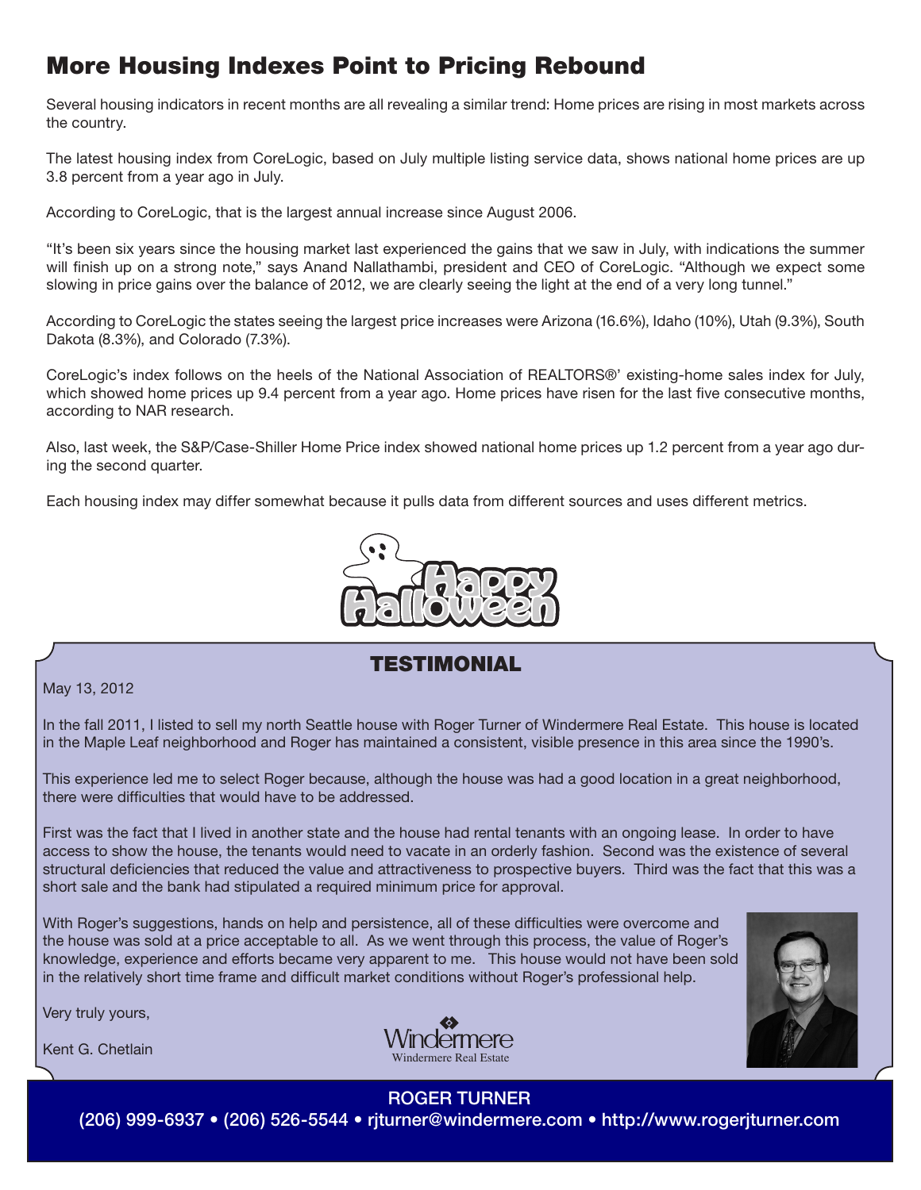# More Housing Indexes Point to Pricing Rebound

Several housing indicators in recent months are all revealing a similar trend: Home prices are rising in most markets across the country.

The latest housing index from CoreLogic, based on July multiple listing service data, shows national home prices are up 3.8 percent from a year ago in July.

According to CoreLogic, that is the largest annual increase since August 2006.

"It's been six years since the housing market last experienced the gains that we saw in July, with indications the summer will finish up on a strong note," says Anand Nallathambi, president and CEO of CoreLogic. "Although we expect some slowing in price gains over the balance of 2012, we are clearly seeing the light at the end of a very long tunnel."

According to CoreLogic the states seeing the largest price increases were Arizona (16.6%), Idaho (10%), Utah (9.3%), South Dakota (8.3%), and Colorado (7.3%).

CoreLogic's index follows on the heels of the National Association of REALTORS®' existing-home sales index for July, which showed home prices up 9.4 percent from a year ago. Home prices have risen for the last five consecutive months, according to NAR research.

Also, last week, the S&P/Case-Shiller Home Price index showed national home prices up 1.2 percent from a year ago during the second quarter.

Each housing index may differ somewhat because it pulls data from different sources and uses different metrics.

Happy Halloween

## TESTIMONIAL

May 13, 2012

In the fall 2011, I listed to sell my north Seattle house with Roger Turner of Windermere Real Estate. This house is located in the Maple Leaf neighborhood and Roger has maintained a consistent, visible presence in this area since the 1990's.

This experience led me to select Roger because, although the house was had a good location in a great neighborhood, there were difficulties that would have to be addressed.

First was the fact that I lived in another state and the house had rental tenants with an ongoing lease. In order to have access to show the house, the tenants would need to vacate in an orderly fashion. Second was the existence of several structural deficiencies that reduced the value and attractiveness to prospective buyers. Third was the fact that this was a short sale and the bank had stipulated a required minimum price for approval.

With Roger's suggestions, hands on help and persistence, all of these difficulties were overcome and the house was sold at a price acceptable to all. As we went through this process, the value of Roger's knowledge, experience and efforts became very apparent to me. This house would not have been sold in the relatively short time frame and difficult market conditions without Roger's professional help.

Very truly yours,

Kent G. Chetlain

Windermere
Windermere Real Estate

**ROGER TURNER**

**(206) 999-6937 • (206) 526-5544 • rjturner@windermere.com • http://www.rogerjturner.com**